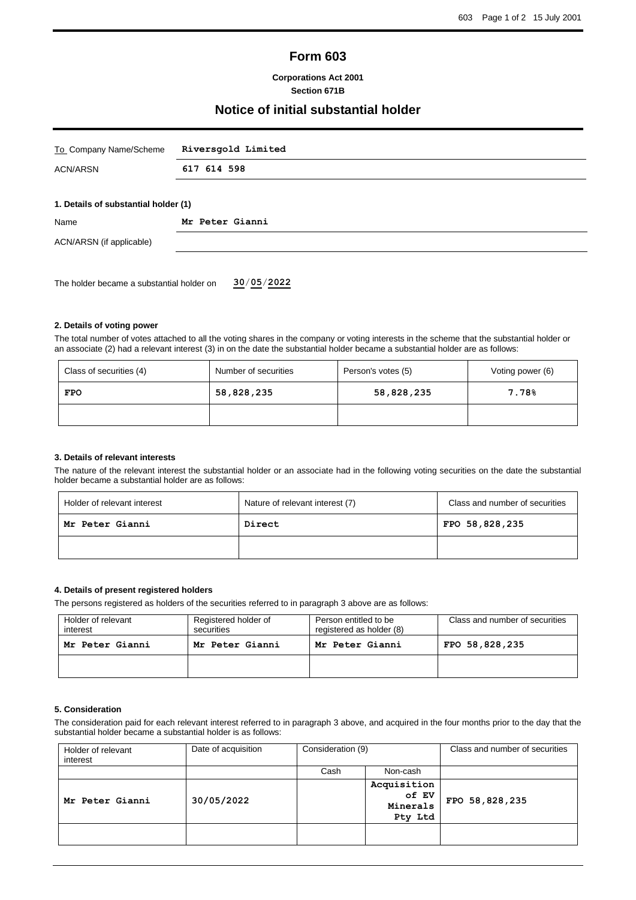# Form 603

**Corporations Act 2001**
**Section 671B**

## Notice of initial substantial holder

| | |
|---|---|
| To Company Name/Scheme | **Riversgold Limited** |
| ACN/ARSN | **617 614 598** |

### 1. Details of substantial holder (1)

| | |
|---|---|
| Name | **Mr Peter Gianni** |
| ACN/ARSN (if applicable) | |

The holder became a substantial holder on **30/05/2022**

### 2. Details of voting power

The total number of votes attached to all the voting shares in the company or voting interests in the scheme that the substantial holder or an associate (2) had a relevant interest (3) in on the date the substantial holder became a substantial holder are as follows:

| Class of securities (4) | Number of securities | Person's votes (5) | Voting power (6) |
|---|---|---|---|
| **FPO** | **58,828,235** | **58,828,235** | **7.78%** |
| | | | |

### 3. Details of relevant interests

The nature of the relevant interest the substantial holder or an associate had in the following voting securities on the date the substantial holder became a substantial holder are as follows:

| Holder of relevant interest | Nature of relevant interest (7) | Class and number of securities |
|---|---|---|
| **Mr Peter Gianni** | **Direct** | **FPO 58,828,235** |
| | | |

### 4. Details of present registered holders

The persons registered as holders of the securities referred to in paragraph 3 above are as follows:

| Holder of relevant interest | Registered holder of securities | Person entitled to be registered as holder (8) | Class and number of securities |
|---|---|---|---|
| **Mr Peter Gianni** | **Mr Peter Gianni** | **Mr Peter Gianni** | **FPO 58,828,235** |
| | | | |

### 5. Consideration

The consideration paid for each relevant interest referred to in paragraph 3 above, and acquired in the four months prior to the day that the substantial holder became a substantial holder is as follows:

| Holder of relevant interest | Date of acquisition | Consideration (9) | | Class and number of securities |
|---|---|---|---|---|
| | | Cash | Non-cash | |
| **Mr Peter Gianni** | **30/05/2022** | | **Acquisition of EV Minerals Pty Ltd** | **FPO 58,828,235** |
| | | | | |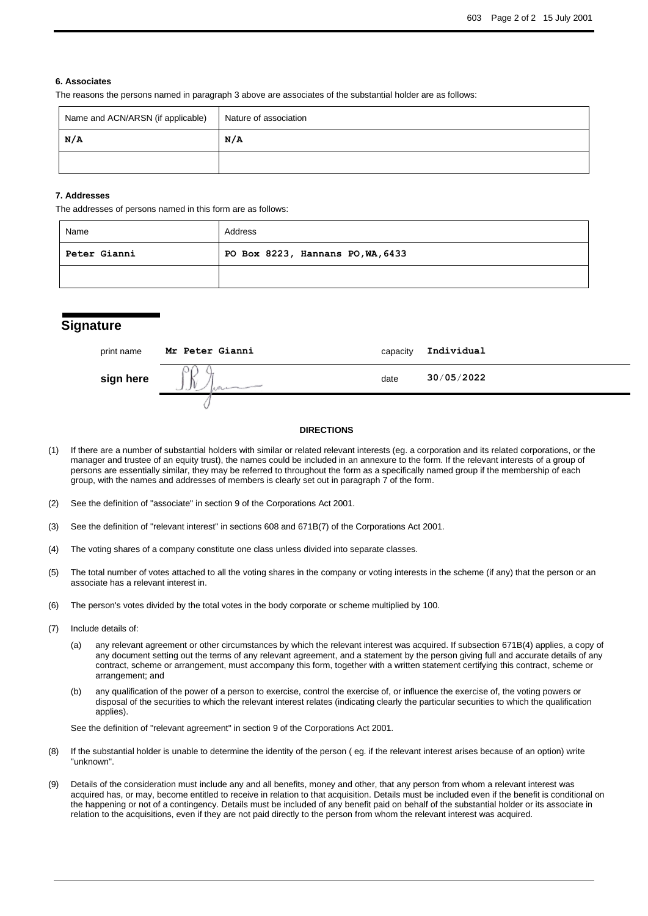### 6. Associates

The reasons the persons named in paragraph 3 above are associates of the substantial holder are as follows:

| Name and ACN/ARSN (if applicable) | Nature of association |
|---|---|
| N/A | N/A |
| | |

### 7. Addresses

The addresses of persons named in this form are as follows:

| Name | Address |
|---|---|
| Peter Gianni | PO Box 8223, Hannans PO,WA,6433 |
| | |

## Signature

| | | | |
|---|---|---|---|
| print name | Mr Peter Gianni | capacity | Individual |
| sign here | | date | 30/05/2022 |

**DIRECTIONS**

(1) If there are a number of substantial holders with similar or related relevant interests (eg. a corporation and its related corporations, or the manager and trustee of an equity trust), the names could be included in an annexure to the form. If the relevant interests of a group of persons are essentially similar, they may be referred to throughout the form as a specifically named group if the membership of each group, with the names and addresses of members is clearly set out in paragraph 7 of the form.

(2) See the definition of "associate" in section 9 of the Corporations Act 2001.

(3) See the definition of "relevant interest" in sections 608 and 671B(7) of the Corporations Act 2001.

(4) The voting shares of a company constitute one class unless divided into separate classes.

(5) The total number of votes attached to all the voting shares in the company or voting interests in the scheme (if any) that the person or an associate has a relevant interest in.

(6) The person's votes divided by the total votes in the body corporate or scheme multiplied by 100.

(7) Include details of:

(a) any relevant agreement or other circumstances by which the relevant interest was acquired. If subsection 671B(4) applies, a copy of any document setting out the terms of any relevant agreement, and a statement by the person giving full and accurate details of any contract, scheme or arrangement, must accompany this form, together with a written statement certifying this contract, scheme or arrangement; and

(b) any qualification of the power of a person to exercise, control the exercise of, or influence the exercise of, the voting powers or disposal of the securities to which the relevant interest relates (indicating clearly the particular securities to which the qualification applies).

See the definition of "relevant agreement" in section 9 of the Corporations Act 2001.

(8) If the substantial holder is unable to determine the identity of the person ( eg. if the relevant interest arises because of an option) write "unknown".

(9) Details of the consideration must include any and all benefits, money and other, that any person from whom a relevant interest was acquired has, or may, become entitled to receive in relation to that acquisition. Details must be included even if the benefit is conditional on the happening or not of a contingency. Details must be included of any benefit paid on behalf of the substantial holder or its associate in relation to the acquisitions, even if they are not paid directly to the person from whom the relevant interest was acquired.